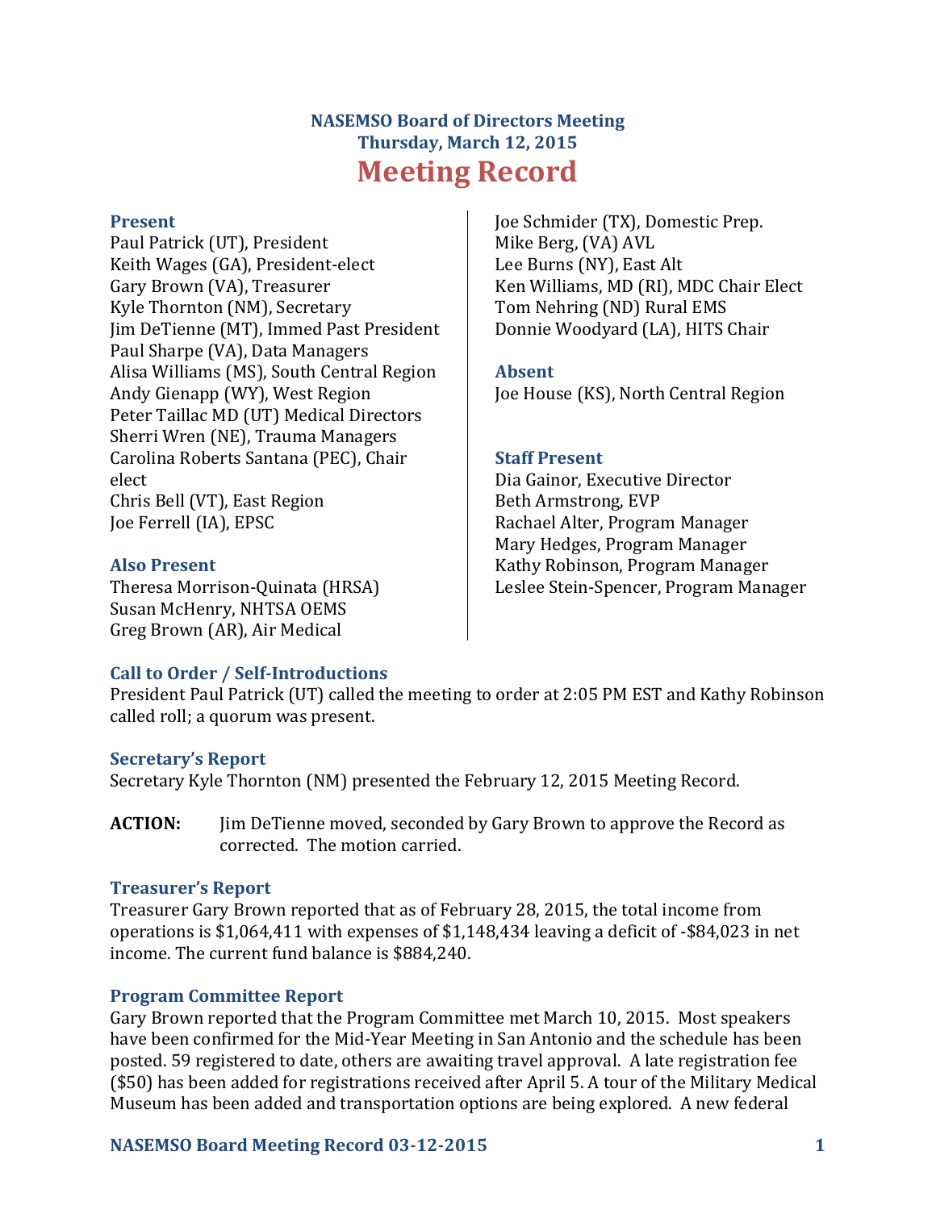# NASEMSO Board of Directors Meeting
## Thursday, March 12, 2015
# Meeting Record

### Present

Paul Patrick (UT), President
Keith Wages (GA), President-elect
Gary Brown (VA), Treasurer
Kyle Thornton (NM), Secretary
Jim DeTienne (MT), Immed Past President
Paul Sharpe (VA), Data Managers
Alisa Williams (MS), South Central Region
Andy Gienapp (WY), West Region
Peter Taillac MD (UT) Medical Directors
Sherri Wren (NE), Trauma Managers
Carolina Roberts Santana (PEC), Chair elect
Chris Bell (VT), East Region
Joe Ferrell (IA), EPSC
Joe Schmider (TX), Domestic Prep.
Mike Berg, (VA) AVL
Lee Burns (NY), East Alt
Ken Williams, MD (RI), MDC Chair Elect
Tom Nehring (ND) Rural EMS
Donnie Woodyard (LA), HITS Chair

### Also Present

Theresa Morrison-Quinata (HRSA)
Susan McHenry, NHTSA OEMS
Greg Brown (AR), Air Medical

### Absent

Joe House (KS), North Central Region

### Staff Present

Dia Gainor, Executive Director
Beth Armstrong, EVP
Rachael Alter, Program Manager
Mary Hedges, Program Manager
Kathy Robinson, Program Manager
Leslee Stein-Spencer, Program Manager

### Call to Order / Self-Introductions

President Paul Patrick (UT) called the meeting to order at 2:05 PM EST and Kathy Robinson called roll; a quorum was present.

### Secretary's Report

Secretary Kyle Thornton (NM) presented the February 12, 2015 Meeting Record.

**ACTION:** Jim DeTienne moved, seconded by Gary Brown to approve the Record as corrected. The motion carried.

### Treasurer's Report

Treasurer Gary Brown reported that as of February 28, 2015, the total income from operations is $1,064,411 with expenses of $1,148,434 leaving a deficit of -$84,023 in net income. The current fund balance is $884,240.

### Program Committee Report

Gary Brown reported that the Program Committee met March 10, 2015. Most speakers have been confirmed for the Mid-Year Meeting in San Antonio and the schedule has been posted. 59 registered to date, others are awaiting travel approval. A late registration fee ($50) has been added for registrations received after April 5. A tour of the Military Medical Museum has been added and transportation options are being explored. A new federal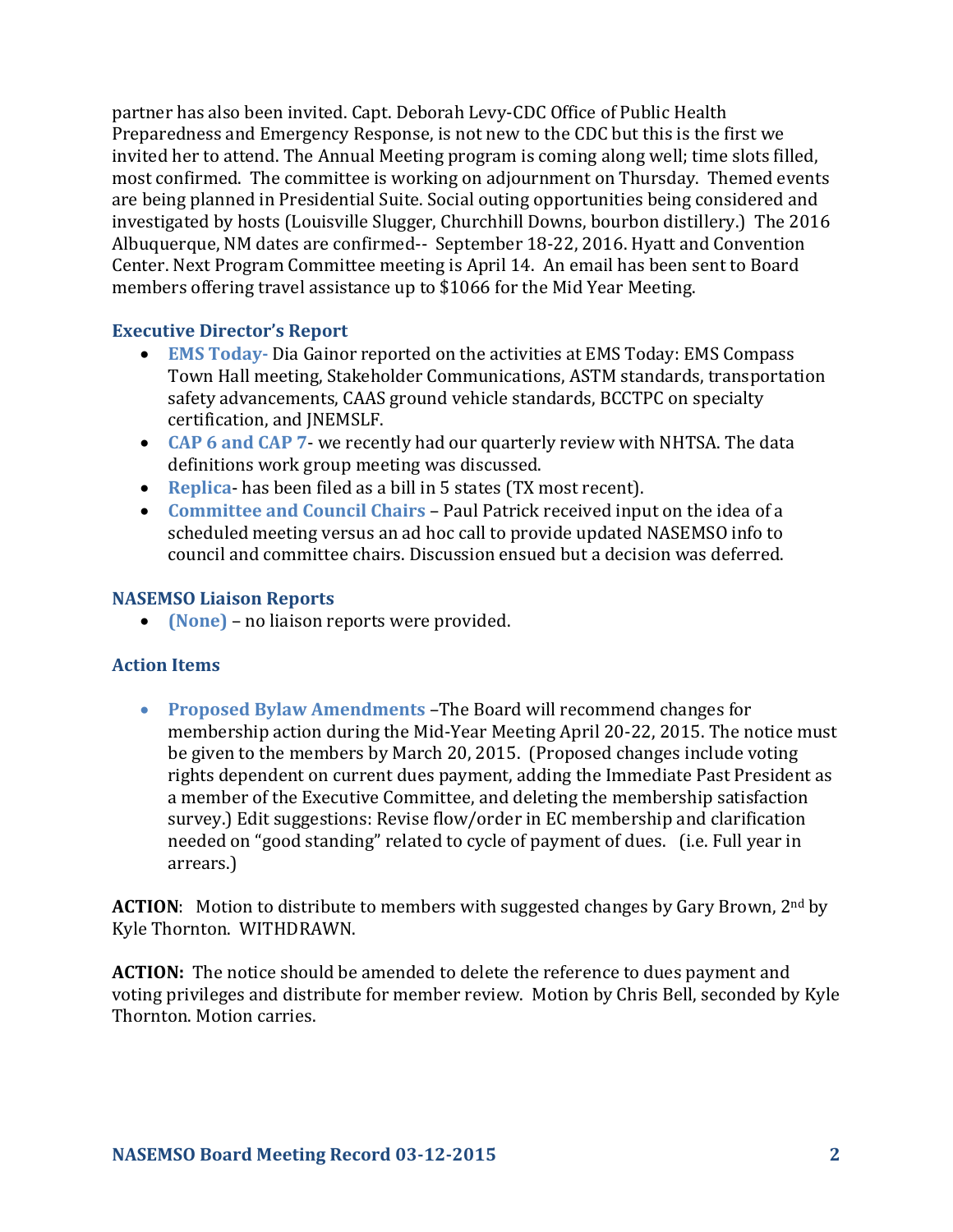partner has also been invited. Capt. Deborah Levy-CDC Office of Public Health Preparedness and Emergency Response, is not new to the CDC but this is the first we invited her to attend. The Annual Meeting program is coming along well; time slots filled, most confirmed. The committee is working on adjournment on Thursday. Themed events are being planned in Presidential Suite. Social outing opportunities being considered and investigated by hosts (Louisville Slugger, Churchhill Downs, bourbon distillery.) The 2016 Albuquerque, NM dates are confirmed-- September 18-22, 2016. Hyatt and Convention Center. Next Program Committee meeting is April 14. An email has been sent to Board members offering travel assistance up to $1066 for the Mid Year Meeting.

### Executive Director's Report

- **EMS Today-** Dia Gainor reported on the activities at EMS Today: EMS Compass Town Hall meeting, Stakeholder Communications, ASTM standards, transportation safety advancements, CAAS ground vehicle standards, BCCTPC on specialty certification, and JNEMSLF.
- **CAP 6 and CAP 7**- we recently had our quarterly review with NHTSA. The data definitions work group meeting was discussed.
- **Replica**- has been filed as a bill in 5 states (TX most recent).
- **Committee and Council Chairs** – Paul Patrick received input on the idea of a scheduled meeting versus an ad hoc call to provide updated NASEMSO info to council and committee chairs. Discussion ensued but a decision was deferred.

### NASEMSO Liaison Reports

- **(None)** – no liaison reports were provided.

### Action Items

- **Proposed Bylaw Amendments** –The Board will recommend changes for membership action during the Mid-Year Meeting April 20-22, 2015. The notice must be given to the members by March 20, 2015. (Proposed changes include voting rights dependent on current dues payment, adding the Immediate Past President as a member of the Executive Committee, and deleting the membership satisfaction survey.) Edit suggestions: Revise flow/order in EC membership and clarification needed on "good standing" related to cycle of payment of dues. (i.e. Full year in arrears.)

**ACTION**: Motion to distribute to members with suggested changes by Gary Brown, 2nd by Kyle Thornton. WITHDRAWN.

**ACTION:** The notice should be amended to delete the reference to dues payment and voting privileges and distribute for member review. Motion by Chris Bell, seconded by Kyle Thornton. Motion carries.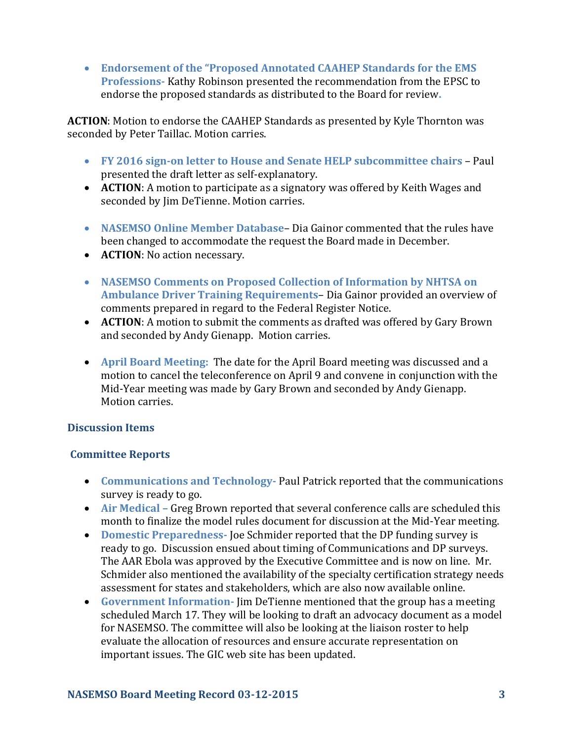- **Endorsement of the "Proposed Annotated CAAHEP Standards for the EMS Professions-** Kathy Robinson presented the recommendation from the EPSC to endorse the proposed standards as distributed to the Board for review.

**ACTION**: Motion to endorse the CAAHEP Standards as presented by Kyle Thornton was seconded by Peter Taillac. Motion carries.

- **FY 2016 sign-on letter to House and Senate HELP subcommittee chairs** – Paul presented the draft letter as self-explanatory.
- **ACTION**: A motion to participate as a signatory was offered by Keith Wages and seconded by Jim DeTienne. Motion carries.

- **NASEMSO Online Member Database**– Dia Gainor commented that the rules have been changed to accommodate the request the Board made in December.
- **ACTION**: No action necessary.

- **NASEMSO Comments on Proposed Collection of Information by NHTSA on Ambulance Driver Training Requirements**– Dia Gainor provided an overview of comments prepared in regard to the Federal Register Notice.
- **ACTION**: A motion to submit the comments as drafted was offered by Gary Brown and seconded by Andy Gienapp. Motion carries.

- **April Board Meeting:** The date for the April Board meeting was discussed and a motion to cancel the teleconference on April 9 and convene in conjunction with the Mid-Year meeting was made by Gary Brown and seconded by Andy Gienapp. Motion carries.

## Discussion Items

## Committee Reports

- **Communications and Technology-** Paul Patrick reported that the communications survey is ready to go.
- **Air Medical –** Greg Brown reported that several conference calls are scheduled this month to finalize the model rules document for discussion at the Mid-Year meeting.
- **Domestic Preparedness-** Joe Schmider reported that the DP funding survey is ready to go. Discussion ensued about timing of Communications and DP surveys. The AAR Ebola was approved by the Executive Committee and is now on line. Mr. Schmider also mentioned the availability of the specialty certification strategy needs assessment for states and stakeholders, which are also now available online.
- **Government Information-** Jim DeTienne mentioned that the group has a meeting scheduled March 17. They will be looking to draft an advocacy document as a model for NASEMSO. The committee will also be looking at the liaison roster to help evaluate the allocation of resources and ensure accurate representation on important issues. The GIC web site has been updated.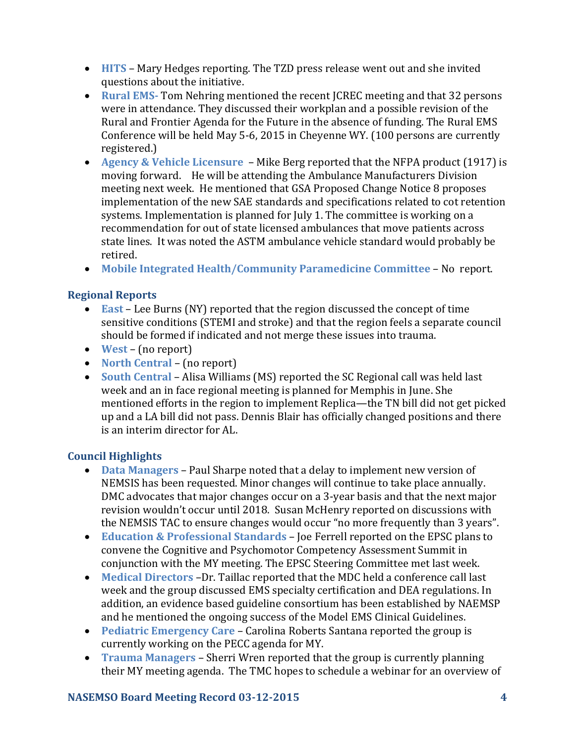- **HITS** – Mary Hedges reporting. The TZD press release went out and she invited questions about the initiative.
- **Rural EMS-** Tom Nehring mentioned the recent JCREC meeting and that 32 persons were in attendance. They discussed their workplan and a possible revision of the Rural and Frontier Agenda for the Future in the absence of funding. The Rural EMS Conference will be held May 5-6, 2015 in Cheyenne WY. (100 persons are currently registered.)
- **Agency & Vehicle Licensure** – Mike Berg reported that the NFPA product (1917) is moving forward. He will be attending the Ambulance Manufacturers Division meeting next week. He mentioned that GSA Proposed Change Notice 8 proposes implementation of the new SAE standards and specifications related to cot retention systems. Implementation is planned for July 1. The committee is working on a recommendation for out of state licensed ambulances that move patients across state lines. It was noted the ASTM ambulance vehicle standard would probably be retired.
- **Mobile Integrated Health/Community Paramedicine Committee** – No report.

## Regional Reports

- **East** – Lee Burns (NY) reported that the region discussed the concept of time sensitive conditions (STEMI and stroke) and that the region feels a separate council should be formed if indicated and not merge these issues into trauma.
- **West** – (no report)
- **North Central** – (no report)
- **South Central** – Alisa Williams (MS) reported the SC Regional call was held last week and an in face regional meeting is planned for Memphis in June. She mentioned efforts in the region to implement Replica—the TN bill did not get picked up and a LA bill did not pass. Dennis Blair has officially changed positions and there is an interim director for AL.

## Council Highlights

- **Data Managers** – Paul Sharpe noted that a delay to implement new version of NEMSIS has been requested. Minor changes will continue to take place annually. DMC advocates that major changes occur on a 3-year basis and that the next major revision wouldn't occur until 2018. Susan McHenry reported on discussions with the NEMSIS TAC to ensure changes would occur "no more frequently than 3 years".
- **Education & Professional Standards** – Joe Ferrell reported on the EPSC plans to convene the Cognitive and Psychomotor Competency Assessment Summit in conjunction with the MY meeting. The EPSC Steering Committee met last week.
- **Medical Directors** –Dr. Taillac reported that the MDC held a conference call last week and the group discussed EMS specialty certification and DEA regulations. In addition, an evidence based guideline consortium has been established by NAEMSP and he mentioned the ongoing success of the Model EMS Clinical Guidelines.
- **Pediatric Emergency Care** – Carolina Roberts Santana reported the group is currently working on the PECC agenda for MY.
- **Trauma Managers** – Sherri Wren reported that the group is currently planning their MY meeting agenda. The TMC hopes to schedule a webinar for an overview of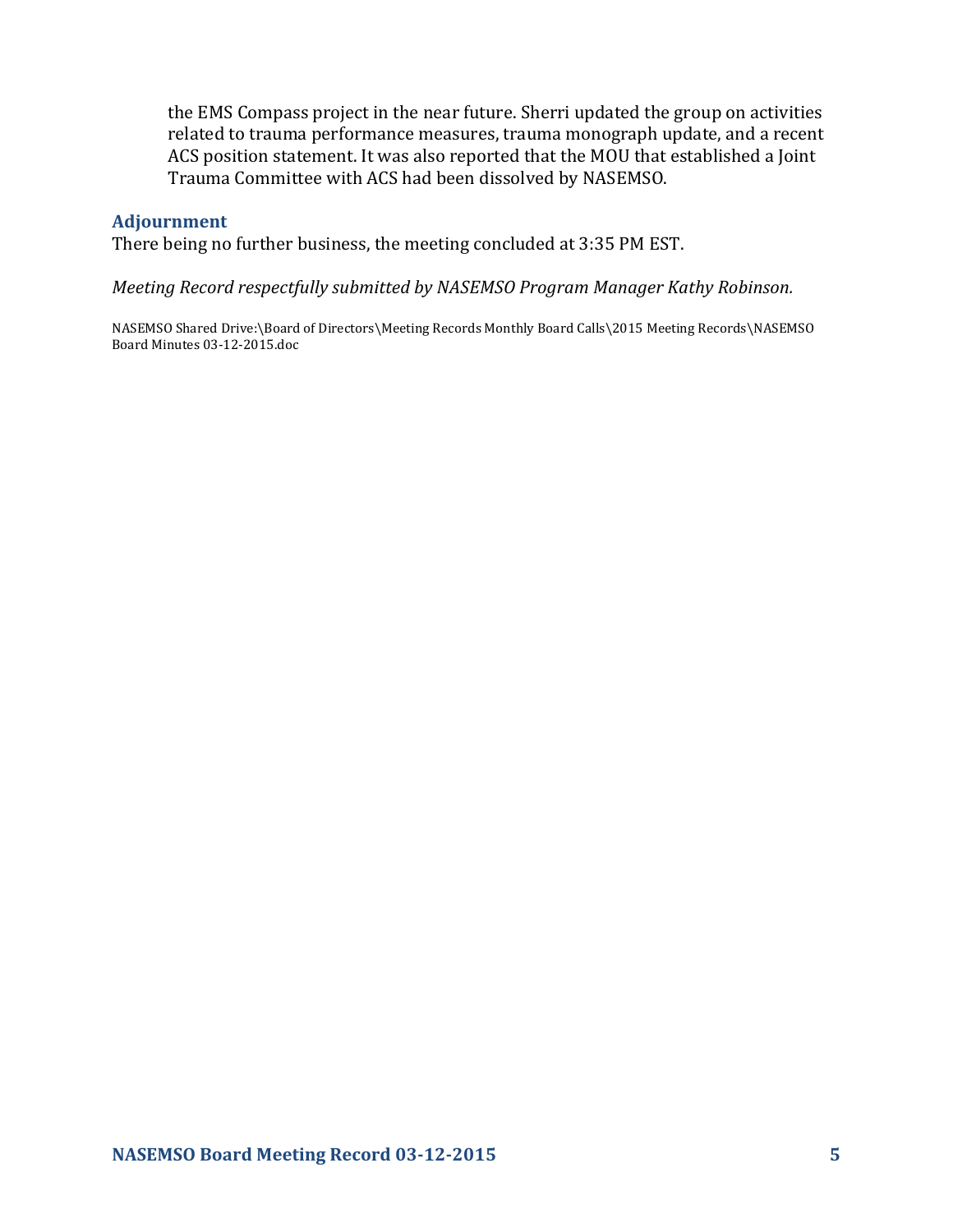the EMS Compass project in the near future. Sherri updated the group on activities related to trauma performance measures, trauma monograph update, and a recent ACS position statement. It was also reported that the MOU that established a Joint Trauma Committee with ACS had been dissolved by NASEMSO.

### Adjournment

There being no further business, the meeting concluded at 3:35 PM EST.

*Meeting Record respectfully submitted by NASEMSO Program Manager Kathy Robinson.*

NASEMSO Shared Drive:\Board of Directors\Meeting Records Monthly Board Calls\2015 Meeting Records\NASEMSO Board Minutes 03-12-2015.doc